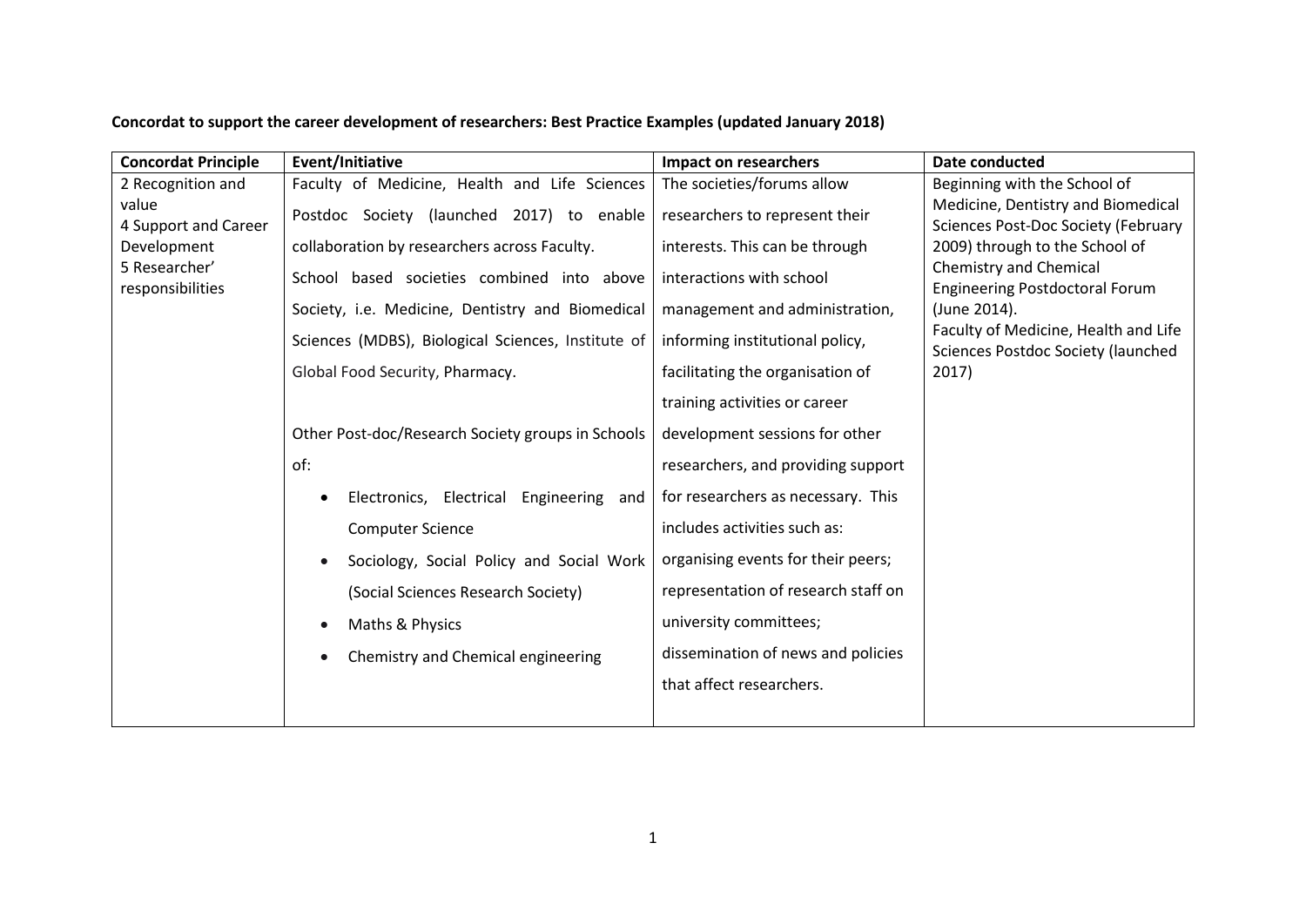**Concordat to support the career development of researchers: Best Practice Examples (updated January 2018)**

| Concordat Principle | Event/Initiative | Impact on researchers | Date conducted |
|---|---|---|---|
| 2 Recognition and value<br>4 Support and Career Development<br>5 Researcher' responsibilities | Faculty of Medicine, Health and Life Sciences Postdoc Society (launched 2017) to enable collaboration by researchers across Faculty.<br>School based societies combined into above Society, i.e. Medicine, Dentistry and Biomedical Sciences (MDBS), Biological Sciences, Institute of Global Food Security, Pharmacy.<br><br>Other Post-doc/Research Society groups in Schools of:<br>• Electronics, Electrical Engineering and Computer Science<br>• Sociology, Social Policy and Social Work (Social Sciences Research Society)<br>• Maths & Physics<br>• Chemistry and Chemical engineering | The societies/forums allow researchers to represent their interests. This can be through interactions with school management and administration, informing institutional policy, facilitating the organisation of training activities or career development sessions for other researchers, and providing support for researchers as necessary. This includes activities such as: organising events for their peers; representation of research staff on university committees; dissemination of news and policies that affect researchers. | Beginning with the School of Medicine, Dentistry and Biomedical Sciences Post-Doc Society (February 2009) through to the School of Chemistry and Chemical Engineering Postdoctoral Forum (June 2014).<br>Faculty of Medicine, Health and Life Sciences Postdoc Society (launched 2017) |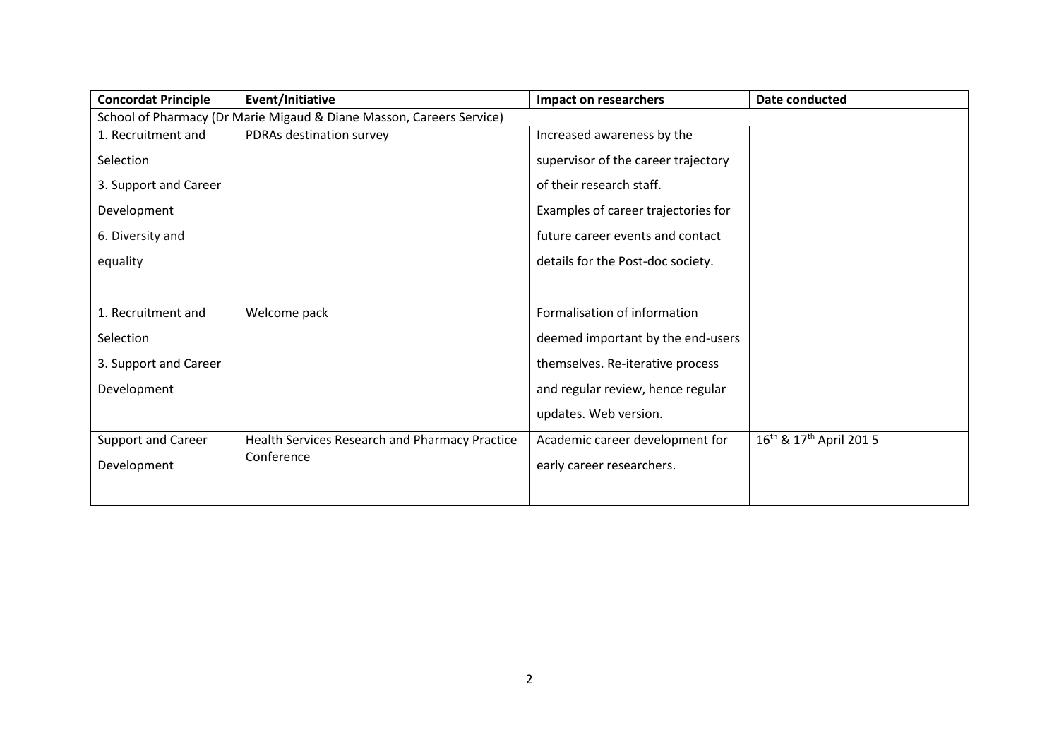| Concordat Principle | Event/Initiative | Impact on researchers | Date conducted |
|---|---|---|---|
| School of Pharmacy (Dr Marie Migaud & Diane Masson, Careers Service) | | | |
| 1. Recruitment and Selection<br>3. Support and Career Development<br>6. Diversity and equality | PDRAs destination survey | Increased awareness by the supervisor of the career trajectory of their research staff.<br>Examples of career trajectories for future career events and contact details for the Post-doc society. | |
| 1. Recruitment and Selection<br>3. Support and Career Development | Welcome pack | Formalisation of information deemed important by the end-users themselves. Re-iterative process and regular review, hence regular updates. Web version. | |
| Support and Career Development | Health Services Research and Pharmacy Practice Conference | Academic career development for early career researchers. | 16th & 17th April 201 5 |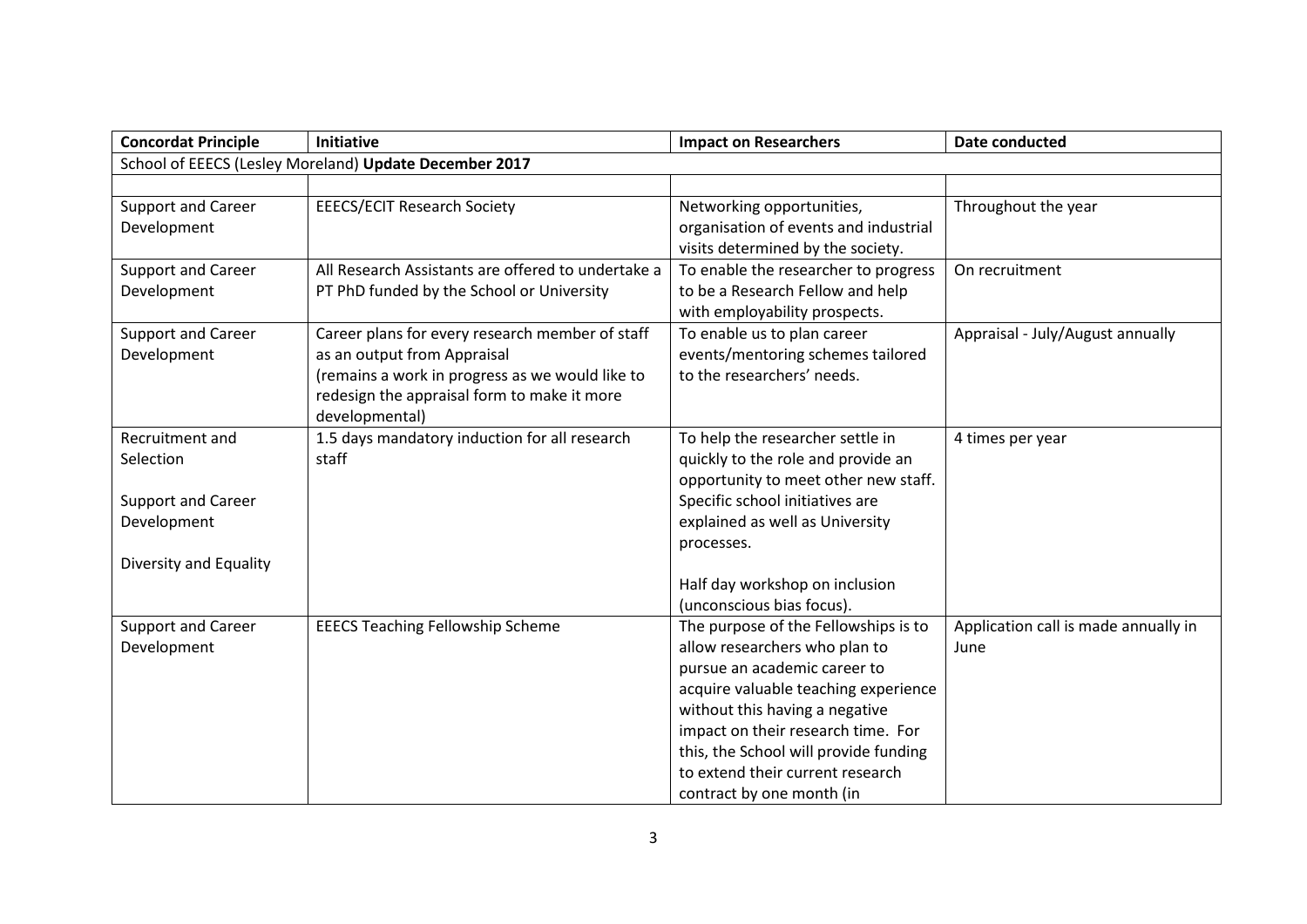| Concordat Principle | Initiative | Impact on Researchers | Date conducted |
|---|---|---|---|
| School of EEECS (Lesley Moreland) **Update December 2017** | | | |
| | | | |
| Support and Career Development | EEECS/ECIT Research Society | Networking opportunities, organisation of events and industrial visits determined by the society. | Throughout the year |
| Support and Career Development | All Research Assistants are offered to undertake a PT PhD funded by the School or University | To enable the researcher to progress to be a Research Fellow and help with employability prospects. | On recruitment |
| Support and Career Development | Career plans for every research member of staff as an output from Appraisal (remains a work in progress as we would like to redesign the appraisal form to make it more developmental) | To enable us to plan career events/mentoring schemes tailored to the researchers' needs. | Appraisal - July/August annually |
| Recruitment and Selection<br><br>Support and Career Development<br><br>Diversity and Equality | 1.5 days mandatory induction for all research staff | To help the researcher settle in quickly to the role and provide an opportunity to meet other new staff. Specific school initiatives are explained as well as University processes.<br><br>Half day workshop on inclusion (unconscious bias focus). | 4 times per year |
| Support and Career Development | EEECS Teaching Fellowship Scheme | The purpose of the Fellowships is to allow researchers who plan to pursue an academic career to acquire valuable teaching experience without this having a negative impact on their research time. For this, the School will provide funding to extend their current research contract by one month (in | Application call is made annually in June |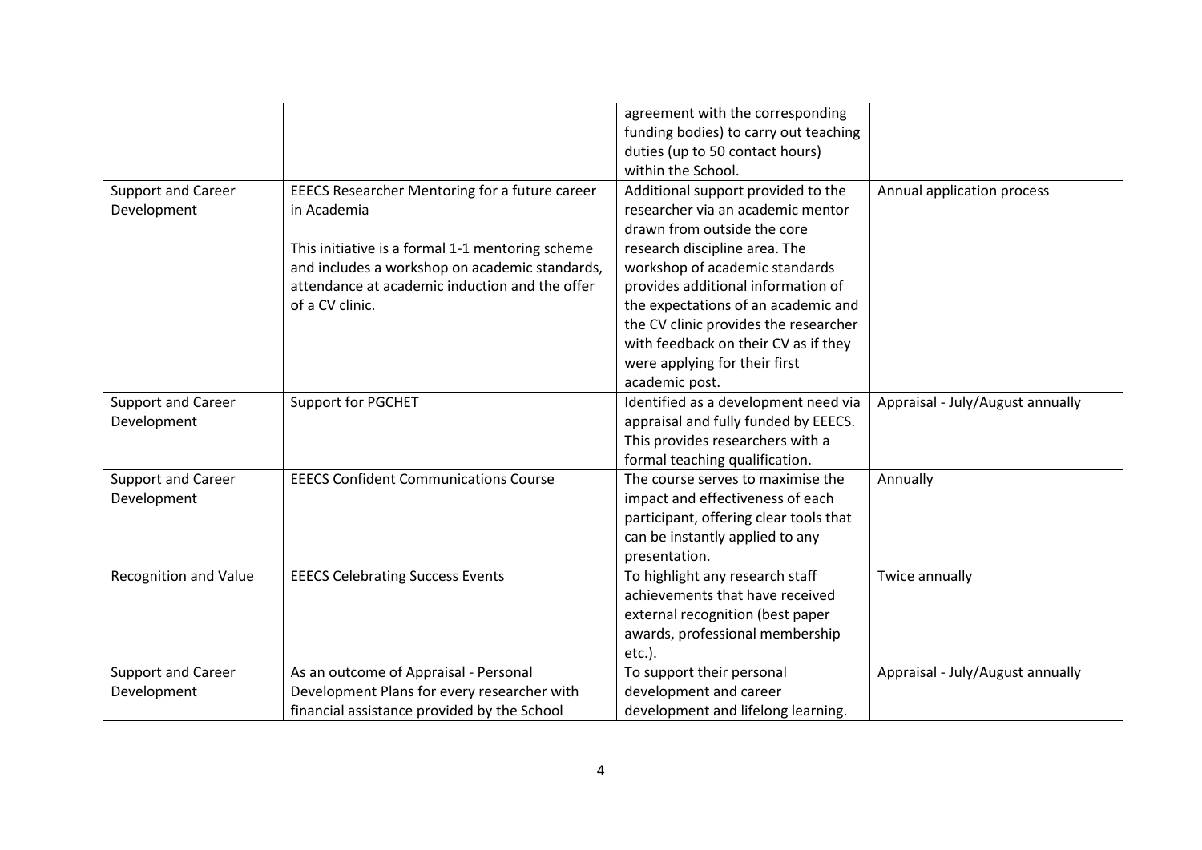| | | | |
|---|---|---|---|
| | | agreement with the corresponding funding bodies) to carry out teaching duties (up to 50 contact hours) within the School. | |
| Support and Career Development | EEECS Researcher Mentoring for a future career in Academia<br><br>This initiative is a formal 1-1 mentoring scheme and includes a workshop on academic standards, attendance at academic induction and the offer of a CV clinic. | Additional support provided to the researcher via an academic mentor drawn from outside the core research discipline area. The workshop of academic standards provides additional information of the expectations of an academic and the CV clinic provides the researcher with feedback on their CV as if they were applying for their first academic post. | Annual application process |
| Support and Career Development | Support for PGCHET | Identified as a development need via appraisal and fully funded by EEECS. This provides researchers with a formal teaching qualification. | Appraisal - July/August annually |
| Support and Career Development | EEECS Confident Communications Course | The course serves to maximise the impact and effectiveness of each participant, offering clear tools that can be instantly applied to any presentation. | Annually |
| Recognition and Value | EEECS Celebrating Success Events | To highlight any research staff achievements that have received external recognition (best paper awards, professional membership etc.). | Twice annually |
| Support and Career Development | As an outcome of Appraisal - Personal Development Plans for every researcher with financial assistance provided by the School | To support their personal development and career development and lifelong learning. | Appraisal - July/August annually |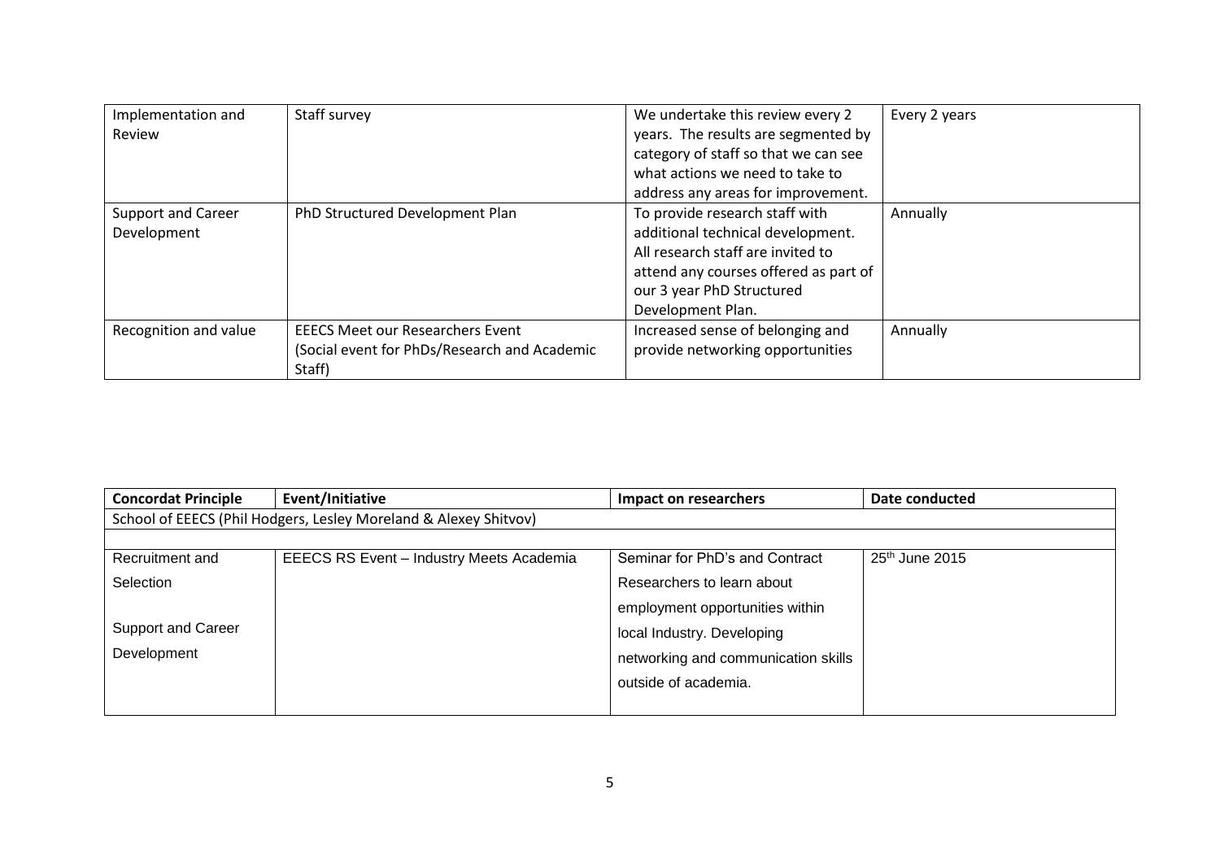| | | | |
|---|---|---|---|
| Implementation and Review | Staff survey | We undertake this review every 2 years. The results are segmented by category of staff so that we can see what actions we need to take to address any areas for improvement. | Every 2 years |
| Support and Career Development | PhD Structured Development Plan | To provide research staff with additional technical development. All research staff are invited to attend any courses offered as part of our 3 year PhD Structured Development Plan. | Annually |
| Recognition and value | EEECS Meet our Researchers Event (Social event for PhDs/Research and Academic Staff) | Increased sense of belonging and provide networking opportunities | Annually |

| Concordat Principle | Event/Initiative | Impact on researchers | Date conducted |
|---|---|---|---|
| School of EEECS (Phil Hodgers, Lesley Moreland & Alexey Shitvov) | | | |
| | | | |
| Recruitment and Selection<br><br>Support and Career Development | EEECS RS Event – Industry Meets Academia | Seminar for PhD's and Contract Researchers to learn about employment opportunities within local Industry. Developing networking and communication skills outside of academia. | 25th June 2015 |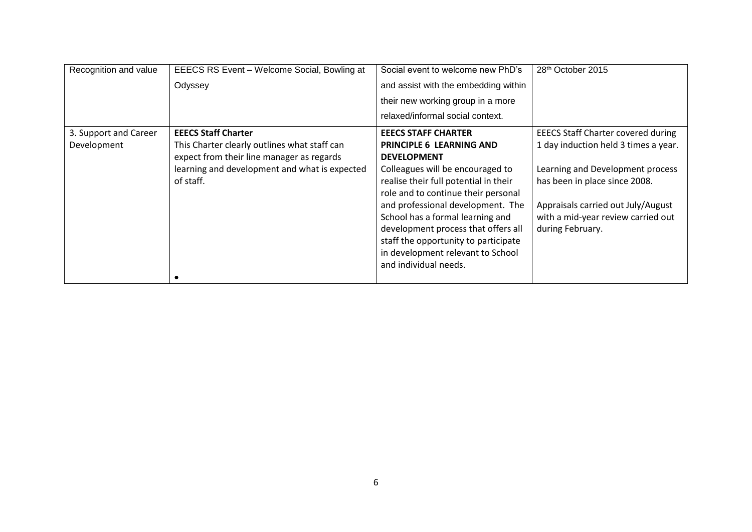| Recognition and value | EEECS RS Event – Welcome Social, Bowling at Odyssey | Social event to welcome new PhD's and assist with the embedding within their new working group in a more relaxed/informal social context. | 28th October 2015 |
|---|---|---|---|
| 3. Support and Career Development | **EEECS Staff Charter**<br>This Charter clearly outlines what staff can expect from their line manager as regards learning and development and what is expected of staff.<br>• | **EEECS STAFF CHARTER**<br>**PRINCIPLE 6 LEARNING AND DEVELOPMENT**<br>Colleagues will be encouraged to realise their full potential in their role and to continue their personal and professional development. The School has a formal learning and development process that offers all staff the opportunity to participate in development relevant to School and individual needs. | EEECS Staff Charter covered during 1 day induction held 3 times a year.<br><br>Learning and Development process has been in place since 2008.<br><br>Appraisals carried out July/August with a mid-year review carried out during February. |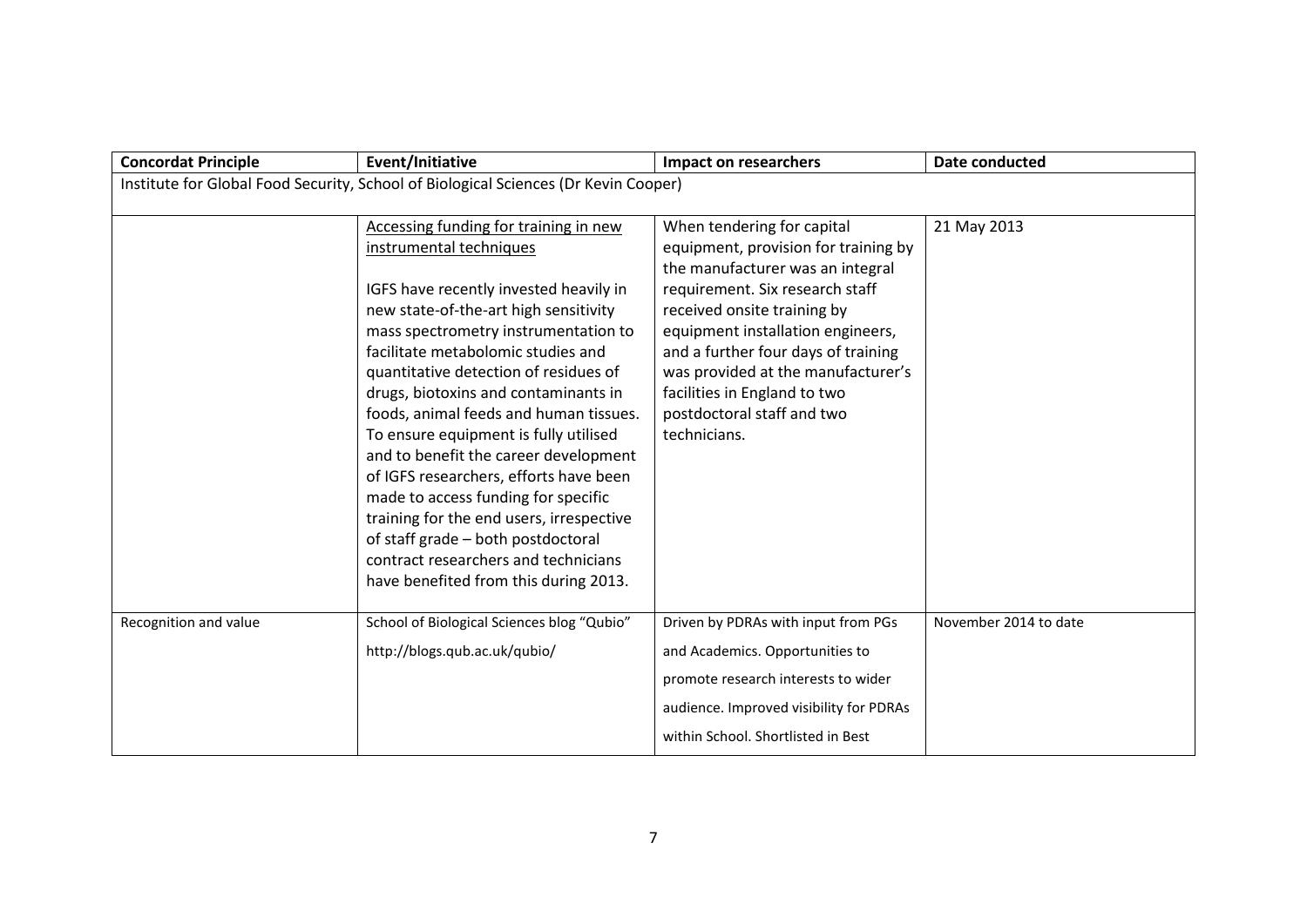| Concordat Principle | Event/Initiative | Impact on researchers | Date conducted |
| --- | --- | --- | --- |
| Institute for Global Food Security, School of Biological Sciences (Dr Kevin Cooper) | | | |
| | Accessing funding for training in new instrumental techniques<br><br>IGFS have recently invested heavily in new state-of-the-art high sensitivity mass spectrometry instrumentation to facilitate metabolomic studies and quantitative detection of residues of drugs, biotoxins and contaminants in foods, animal feeds and human tissues. To ensure equipment is fully utilised and to benefit the career development of IGFS researchers, efforts have been made to access funding for specific training for the end users, irrespective of staff grade – both postdoctoral contract researchers and technicians have benefited from this during 2013. | When tendering for capital equipment, provision for training by the manufacturer was an integral requirement. Six research staff received onsite training by equipment installation engineers, and a further four days of training was provided at the manufacturer's facilities in England to two postdoctoral staff and two technicians. | 21 May 2013 |
| Recognition and value | School of Biological Sciences blog "Qubio"<br>http://blogs.qub.ac.uk/qubio/ | Driven by PDRAs with input from PGs and Academics. Opportunities to promote research interests to wider audience. Improved visibility for PDRAs within School. Shortlisted in Best | November 2014 to date |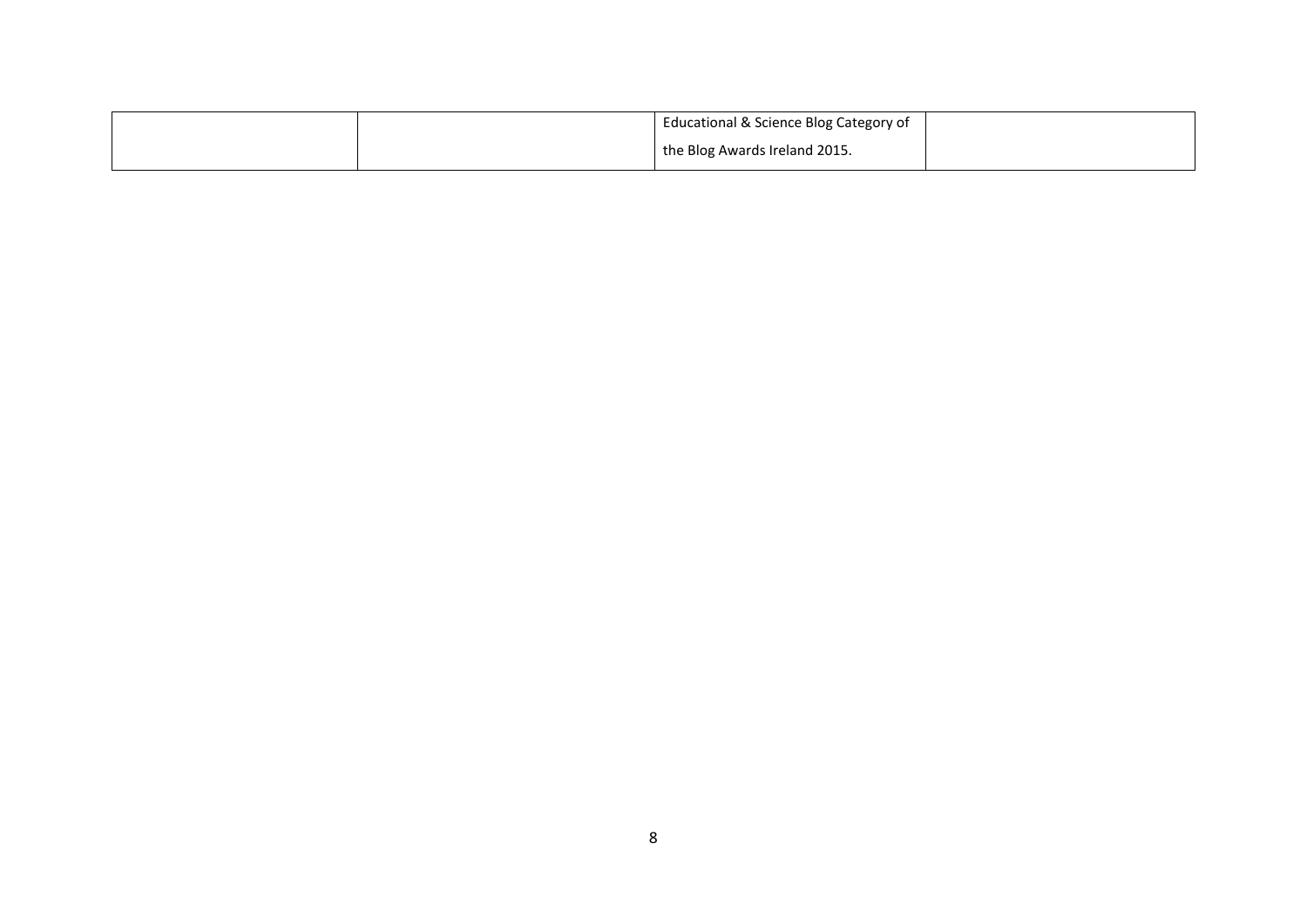| | | | |
|---|---|---|---|
| | | Educational & Science Blog Category of the Blog Awards Ireland 2015. | |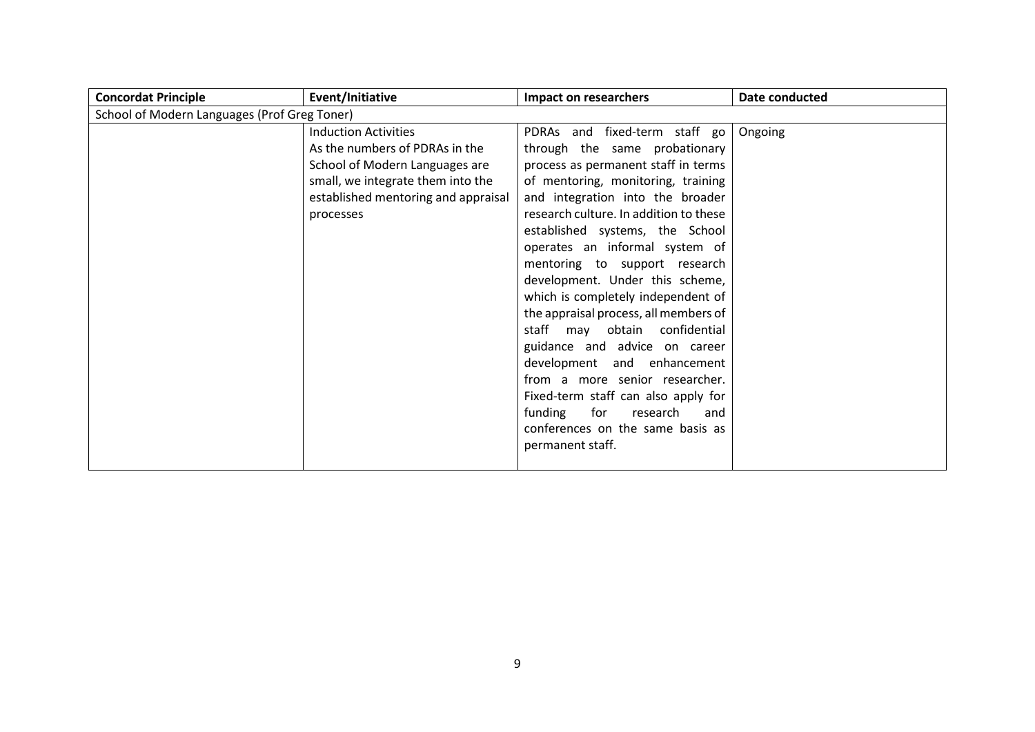| Concordat Principle | Event/Initiative | Impact on researchers | Date conducted |
|---|---|---|---|
| School of Modern Languages (Prof Greg Toner) | | | |
| | Induction Activities<br>As the numbers of PDRAs in the School of Modern Languages are small, we integrate them into the established mentoring and appraisal processes | PDRAs and fixed-term staff go through the same probationary process as permanent staff in terms of mentoring, monitoring, training and integration into the broader research culture. In addition to these established systems, the School operates an informal system of mentoring to support research development. Under this scheme, which is completely independent of the appraisal process, all members of staff may obtain confidential guidance and advice on career development and enhancement from a more senior researcher. Fixed-term staff can also apply for funding for research and conferences on the same basis as permanent staff. | Ongoing |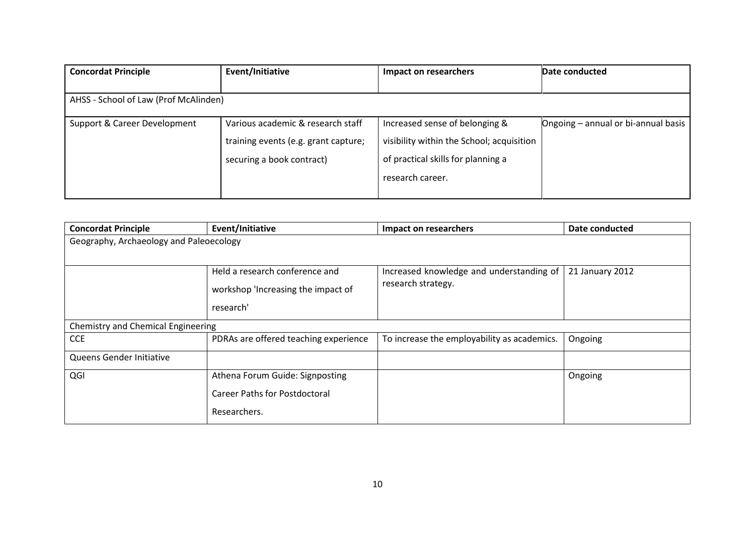| Concordat Principle | Event/Initiative | Impact on researchers | Date conducted |
| --- | --- | --- | --- |
| AHSS - School of Law (Prof McAlinden) | | | |
| Support & Career Development | Various academic & research staff training events (e.g. grant capture; securing a book contract) | Increased sense of belonging & visibility within the School; acquisition of practical skills for planning a research career. | Ongoing – annual or bi-annual basis |

| Concordat Principle | Event/Initiative | Impact on researchers | Date conducted |
| --- | --- | --- | --- |
| Geography, Archaeology and Paleoecology | | | |
| | Held a research conference and workshop 'Increasing the impact of research' | Increased knowledge and understanding of research strategy. | 21 January 2012 |
| Chemistry and Chemical Engineering | | | |
| CCE | PDRAs are offered teaching experience | To increase the employability as academics. | Ongoing |
| Queens Gender Initiative | | | |
| QGI | Athena Forum Guide: Signposting Career Paths for Postdoctoral Researchers. | | Ongoing |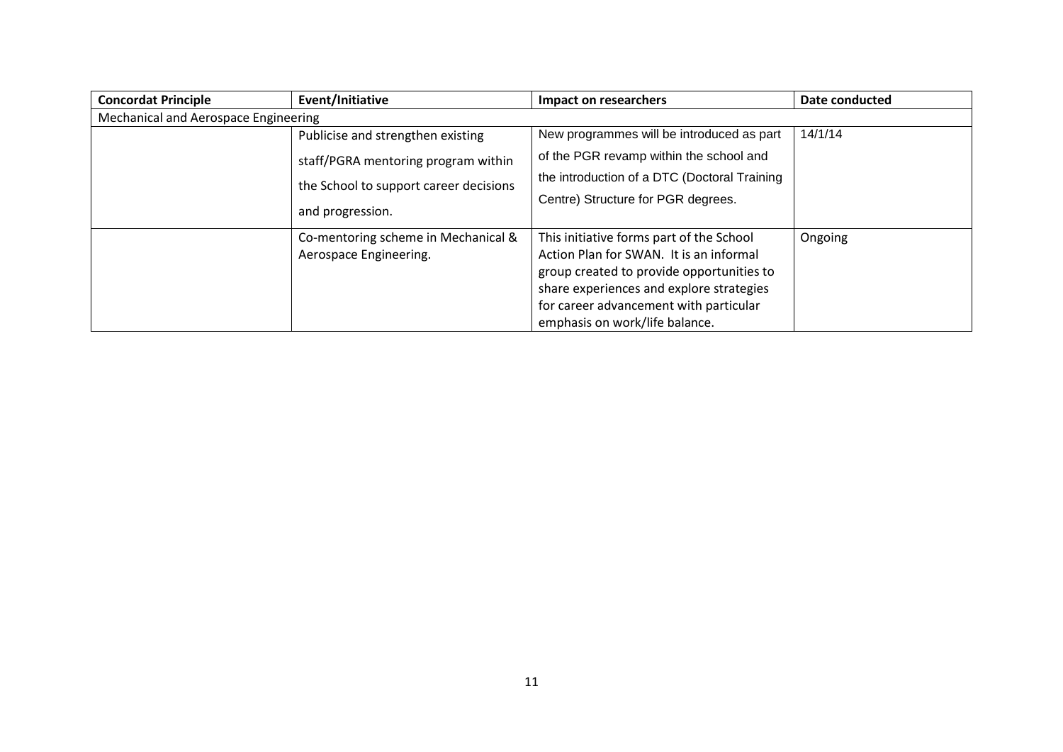| Concordat Principle | Event/Initiative | Impact on researchers | Date conducted |
|---|---|---|---|
| Mechanical and Aerospace Engineering | | | |
| | Publicise and strengthen existing staff/PGRA mentoring program within the School to support career decisions and progression. | New programmes will be introduced as part of the PGR revamp within the school and the introduction of a DTC (Doctoral Training Centre) Structure for PGR degrees. | 14/1/14 |
| | Co-mentoring scheme in Mechanical & Aerospace Engineering. | This initiative forms part of the School Action Plan for SWAN. It is an informal group created to provide opportunities to share experiences and explore strategies for career advancement with particular emphasis on work/life balance. | Ongoing |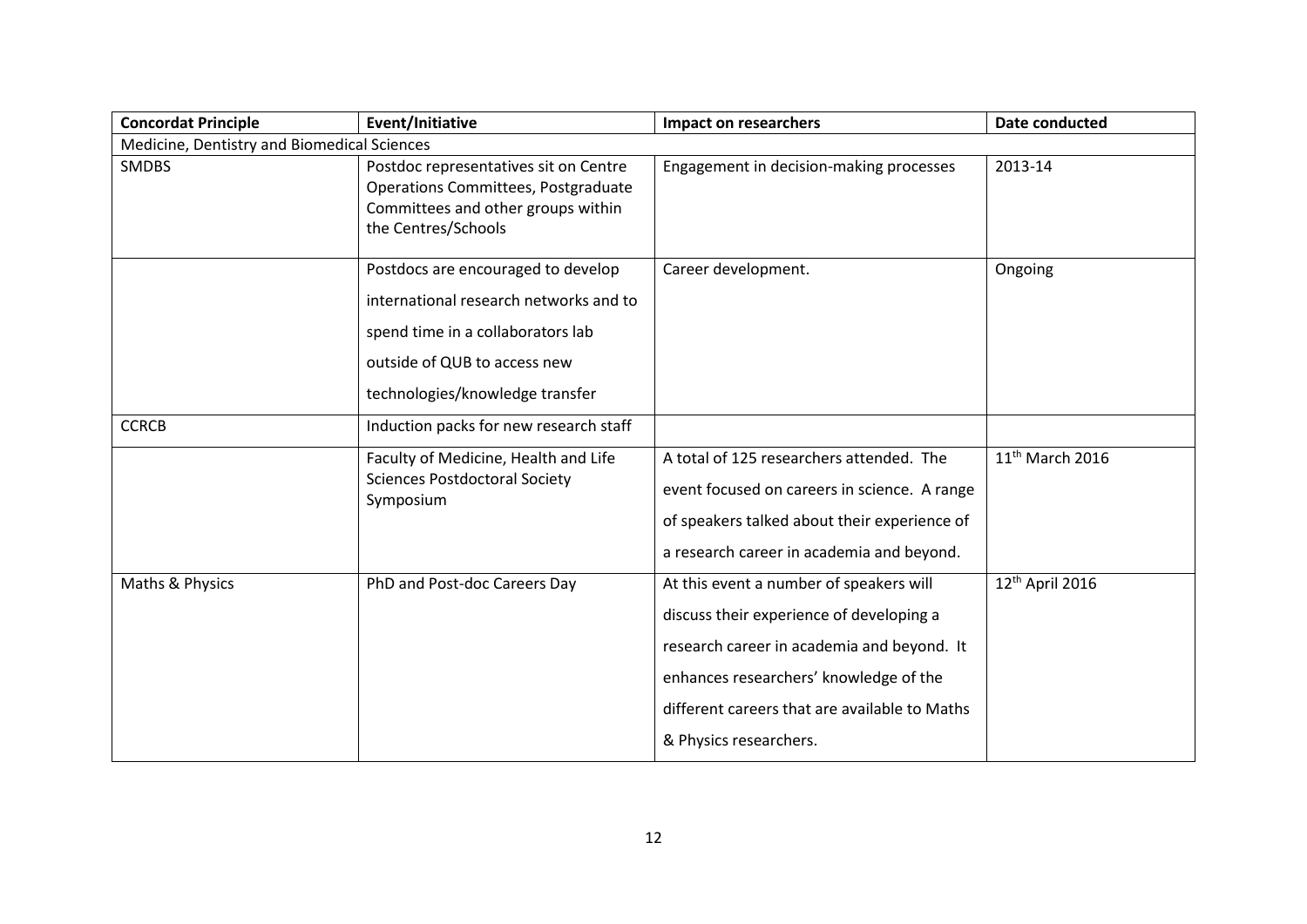| Concordat Principle | Event/Initiative | Impact on researchers | Date conducted |
|---|---|---|---|
| Medicine, Dentistry and Biomedical Sciences | | | |
| SMDBS | Postdoc representatives sit on Centre Operations Committees, Postgraduate Committees and other groups within the Centres/Schools | Engagement in decision-making processes | 2013-14 |
| | Postdocs are encouraged to develop international research networks and to spend time in a collaborators lab outside of QUB to access new technologies/knowledge transfer | Career development. | Ongoing |
| CCRCB | Induction packs for new research staff | | |
| | Faculty of Medicine, Health and Life Sciences Postdoctoral Society Symposium | A total of 125 researchers attended. The event focused on careers in science. A range of speakers talked about their experience of a research career in academia and beyond. | 11th March 2016 |
| Maths & Physics | PhD and Post-doc Careers Day | At this event a number of speakers will discuss their experience of developing a research career in academia and beyond. It enhances researchers' knowledge of the different careers that are available to Maths & Physics researchers. | 12th April 2016 |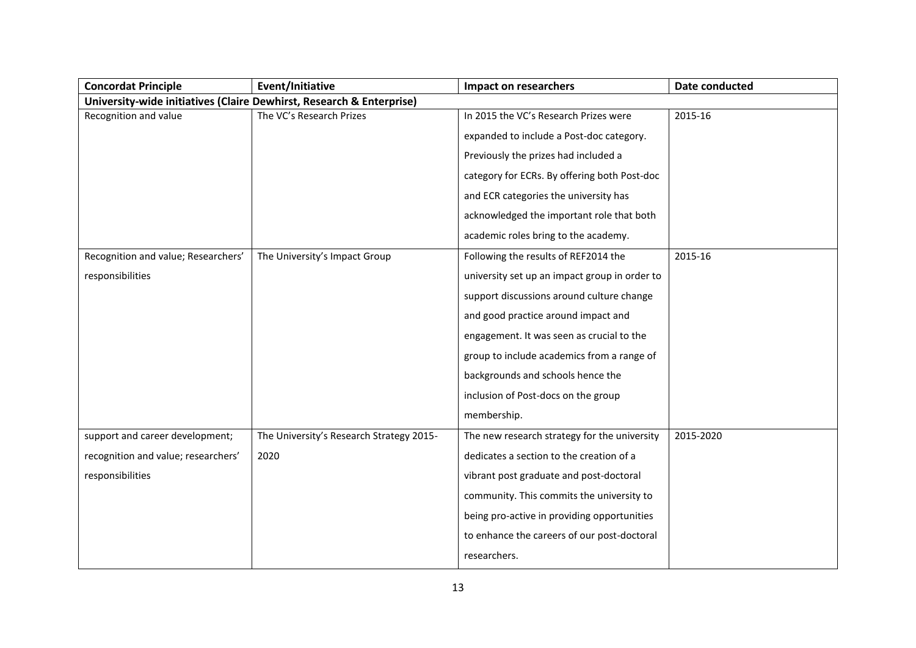| Concordat Principle | Event/Initiative | Impact on researchers | Date conducted |
|---|---|---|---|
| **University-wide initiatives (Claire Dewhirst, Research & Enterprise)** | | | |
| Recognition and value | The VC's Research Prizes | In 2015 the VC's Research Prizes were expanded to include a Post-doc category. Previously the prizes had included a category for ECRs. By offering both Post-doc and ECR categories the university has acknowledged the important role that both academic roles bring to the academy. | 2015-16 |
| Recognition and value; Researchers' responsibilities | The University's Impact Group | Following the results of REF2014 the university set up an impact group in order to support discussions around culture change and good practice around impact and engagement. It was seen as crucial to the group to include academics from a range of backgrounds and schools hence the inclusion of Post-docs on the group membership. | 2015-16 |
| support and career development; recognition and value; researchers' responsibilities | The University's Research Strategy 2015-2020 | The new research strategy for the university dedicates a section to the creation of a vibrant post graduate and post-doctoral community. This commits the university to being pro-active in providing opportunities to enhance the careers of our post-doctoral researchers. | 2015-2020 |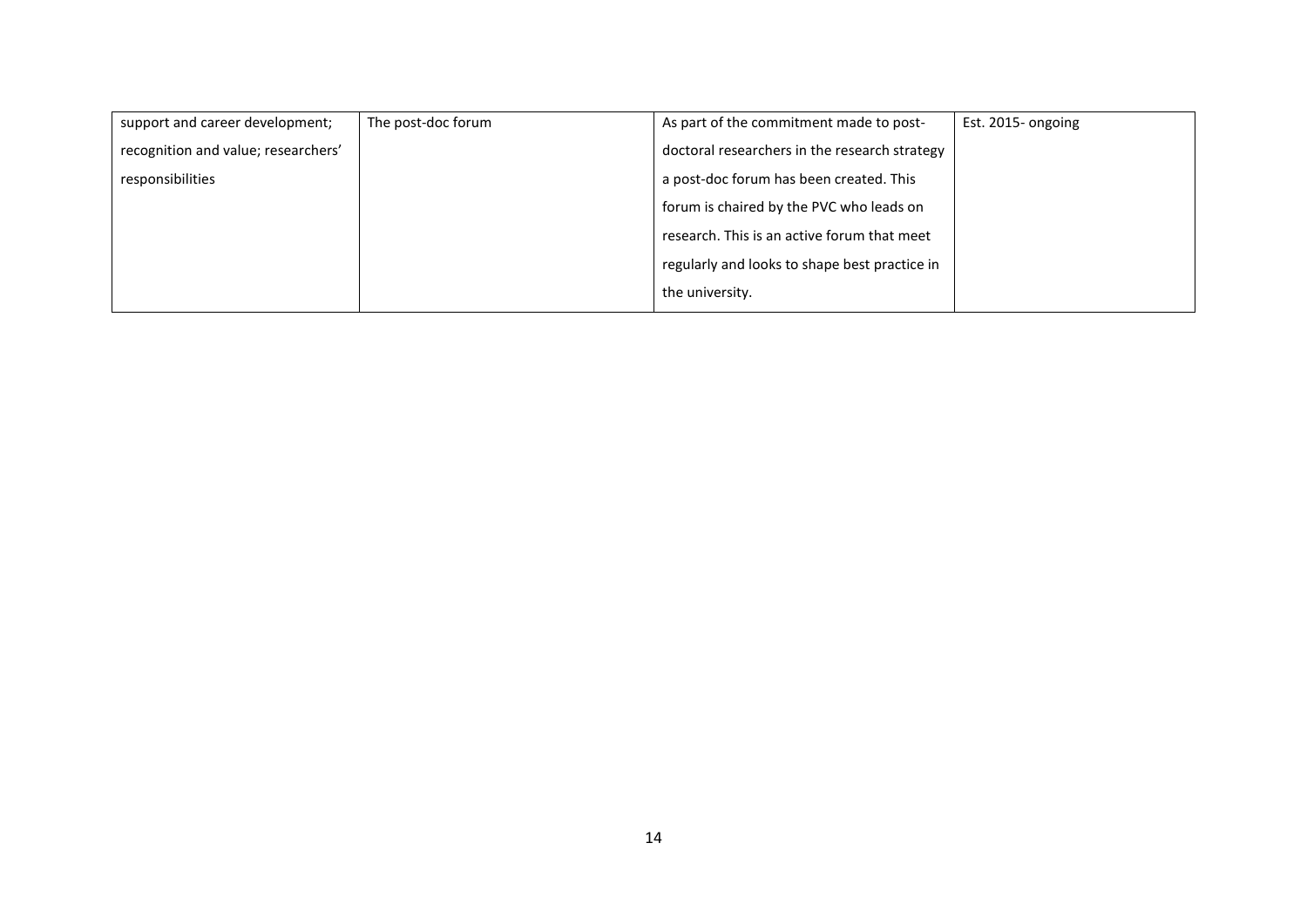| | | | |
|---|---|---|---|
| support and career development; recognition and value; researchers' responsibilities | The post-doc forum | As part of the commitment made to post-doctoral researchers in the research strategy a post-doc forum has been created. This forum is chaired by the PVC who leads on research. This is an active forum that meet regularly and looks to shape best practice in the university. | Est. 2015- ongoing |